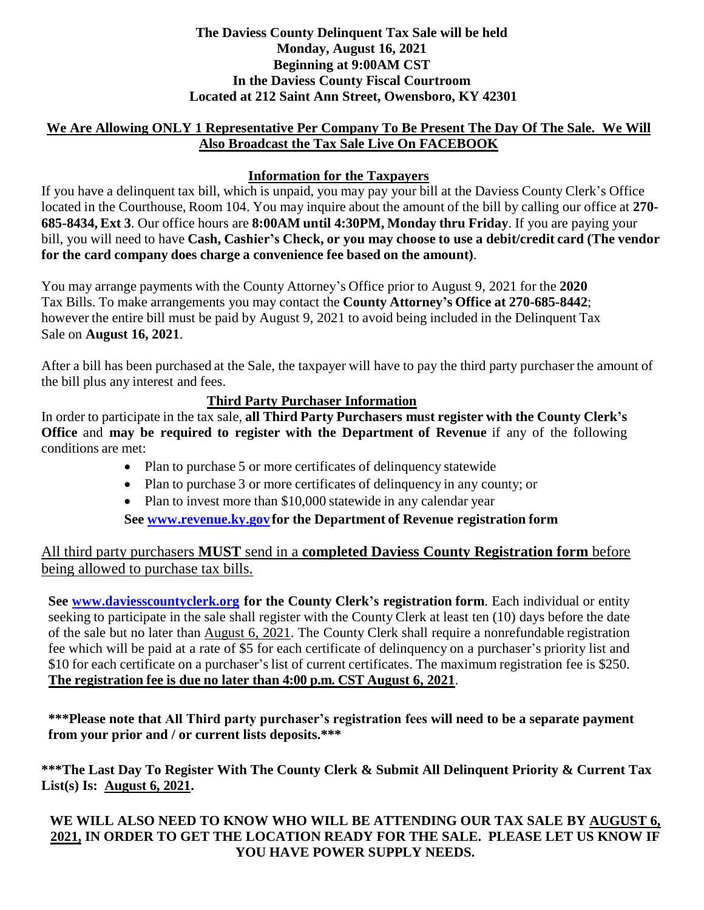**The Daviess County Delinquent Tax Sale will be held**
**Monday, August 16, 2021**
**Beginning at 9:00AM CST**
**In the Daviess County Fiscal Courtroom**
**Located at 212 Saint Ann Street, Owensboro, KY 42301**

**We Are Allowing ONLY 1 Representative Per Company To Be Present The Day Of The Sale. We Will Also Broadcast the Tax Sale Live On FACEBOOK**

## Information for the Taxpayers

If you have a delinquent tax bill, which is unpaid, you may pay your bill at the Daviess County Clerk's Office located in the Courthouse, Room 104. You may inquire about the amount of the bill by calling our office at **270-685-8434, Ext 3**. Our office hours are **8:00AM until 4:30PM, Monday thru Friday**. If you are paying your bill, you will need to have **Cash, Cashier's Check, or you may choose to use a debit/credit card (The vendor for the card company does charge a convenience fee based on the amount)**.

You may arrange payments with the County Attorney's Office prior to August 9, 2021 for the **2020** Tax Bills. To make arrangements you may contact the **County Attorney's Office at 270-685-8442**; however the entire bill must be paid by August 9, 2021 to avoid being included in the Delinquent Tax Sale on **August 16, 2021**.

After a bill has been purchased at the Sale, the taxpayer will have to pay the third party purchaser the amount of the bill plus any interest and fees.

## Third Party Purchaser Information

In order to participate in the tax sale, **all Third Party Purchasers must register with the County Clerk's Office** and **may be required to register with the Department of Revenue** if any of the following conditions are met:

- Plan to purchase 5 or more certificates of delinquency statewide
- Plan to purchase 3 or more certificates of delinquency in any county; or
- Plan to invest more than $10,000 statewide in any calendar year

**See www.revenue.ky.gov for the Department of Revenue registration form**

All third party purchasers **MUST** send in a **completed Daviess County Registration form** before being allowed to purchase tax bills.

**See www.daviesscountyclerk.org for the County Clerk's registration form**. Each individual or entity seeking to participate in the sale shall register with the County Clerk at least ten (10) days before the date of the sale but no later than August 6, 2021. The County Clerk shall require a nonrefundable registration fee which will be paid at a rate of $5 for each certificate of delinquency on a purchaser's priority list and $10 for each certificate on a purchaser's list of current certificates. The maximum registration fee is $250. **The registration fee is due no later than 4:00 p.m. CST August 6, 2021**.

**\*\*\*Please note that All Third party purchaser's registration fees will need to be a separate payment from your prior and / or current lists deposits.\*\*\***

**\*\*\*The Last Day To Register With The County Clerk & Submit All Delinquent Priority & Current Tax List(s) Is: August 6, 2021.**

**WE WILL ALSO NEED TO KNOW WHO WILL BE ATTENDING OUR TAX SALE BY AUGUST 6, 2021, IN ORDER TO GET THE LOCATION READY FOR THE SALE. PLEASE LET US KNOW IF YOU HAVE POWER SUPPLY NEEDS.**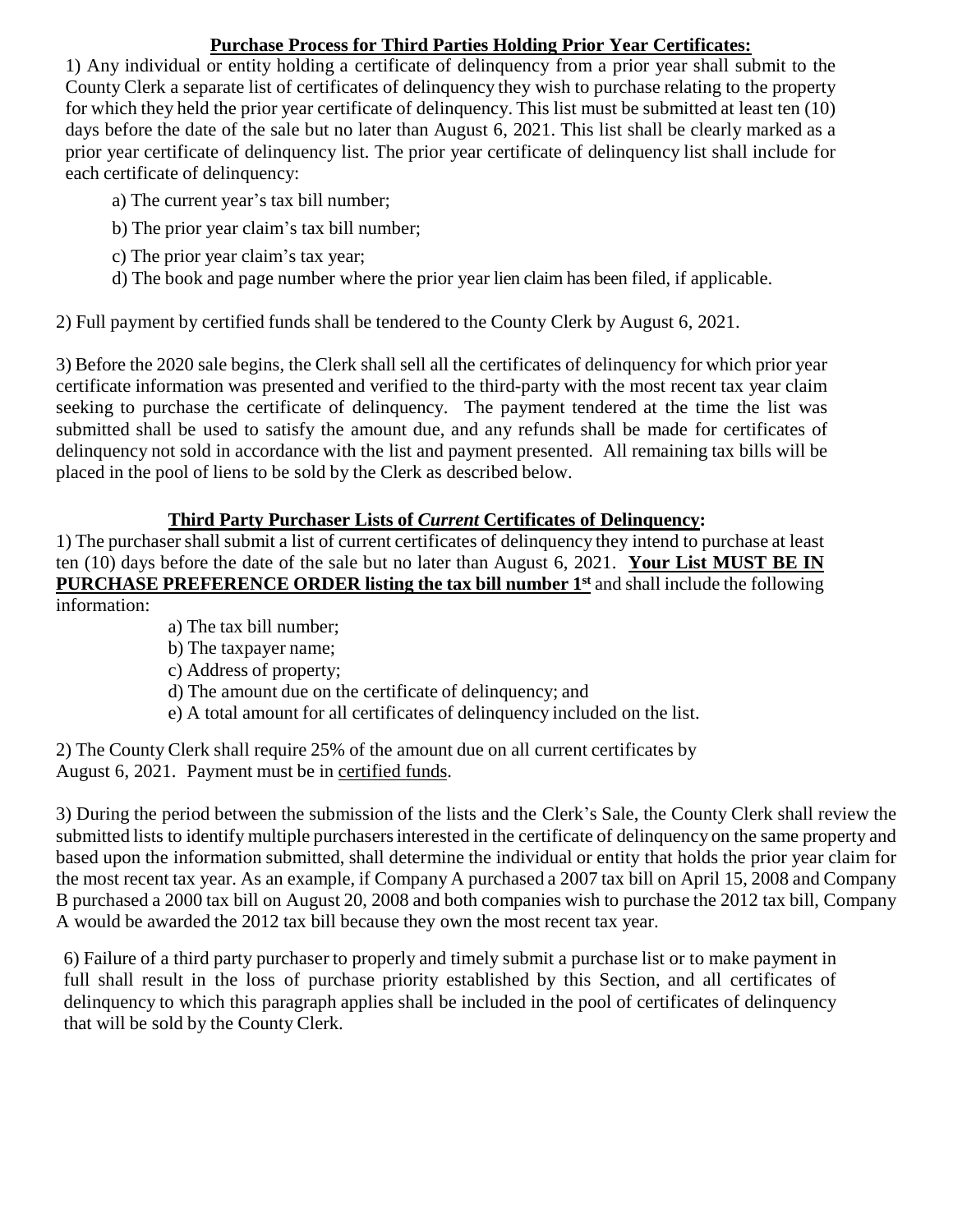## Purchase Process for Third Parties Holding Prior Year Certificates:

1) Any individual or entity holding a certificate of delinquency from a prior year shall submit to the County Clerk a separate list of certificates of delinquency they wish to purchase relating to the property for which they held the prior year certificate of delinquency. This list must be submitted at least ten (10) days before the date of the sale but no later than August 6, 2021. This list shall be clearly marked as a prior year certificate of delinquency list. The prior year certificate of delinquency list shall include for each certificate of delinquency:

   a) The current year's tax bill number;

   b) The prior year claim's tax bill number;

   c) The prior year claim's tax year;

   d) The book and page number where the prior year lien claim has been filed, if applicable.

2) Full payment by certified funds shall be tendered to the County Clerk by August 6, 2021.

3) Before the 2020 sale begins, the Clerk shall sell all the certificates of delinquency for which prior year certificate information was presented and verified to the third-party with the most recent tax year claim seeking to purchase the certificate of delinquency. The payment tendered at the time the list was submitted shall be used to satisfy the amount due, and any refunds shall be made for certificates of delinquency not sold in accordance with the list and payment presented. All remaining tax bills will be placed in the pool of liens to be sold by the Clerk as described below.

## Third Party Purchaser Lists of *Current* Certificates of Delinquency:

1) The purchaser shall submit a list of current certificates of delinquency they intend to purchase at least ten (10) days before the date of the sale but no later than August 6, 2021. **Your List MUST BE IN PURCHASE PREFERENCE ORDER listing the tax bill number 1st** and shall include the following information:

   a) The tax bill number;

   b) The taxpayer name;

   c) Address of property;

   d) The amount due on the certificate of delinquency; and

   e) A total amount for all certificates of delinquency included on the list.

2) The County Clerk shall require 25% of the amount due on all current certificates by August 6, 2021. Payment must be in certified funds.

3) During the period between the submission of the lists and the Clerk's Sale, the County Clerk shall review the submitted lists to identify multiple purchasers interested in the certificate of delinquency on the same property and based upon the information submitted, shall determine the individual or entity that holds the prior year claim for the most recent tax year. As an example, if Company A purchased a 2007 tax bill on April 15, 2008 and Company B purchased a 2000 tax bill on August 20, 2008 and both companies wish to purchase the 2012 tax bill, Company A would be awarded the 2012 tax bill because they own the most recent tax year.

6) Failure of a third party purchaser to properly and timely submit a purchase list or to make payment in full shall result in the loss of purchase priority established by this Section, and all certificates of delinquency to which this paragraph applies shall be included in the pool of certificates of delinquency that will be sold by the County Clerk.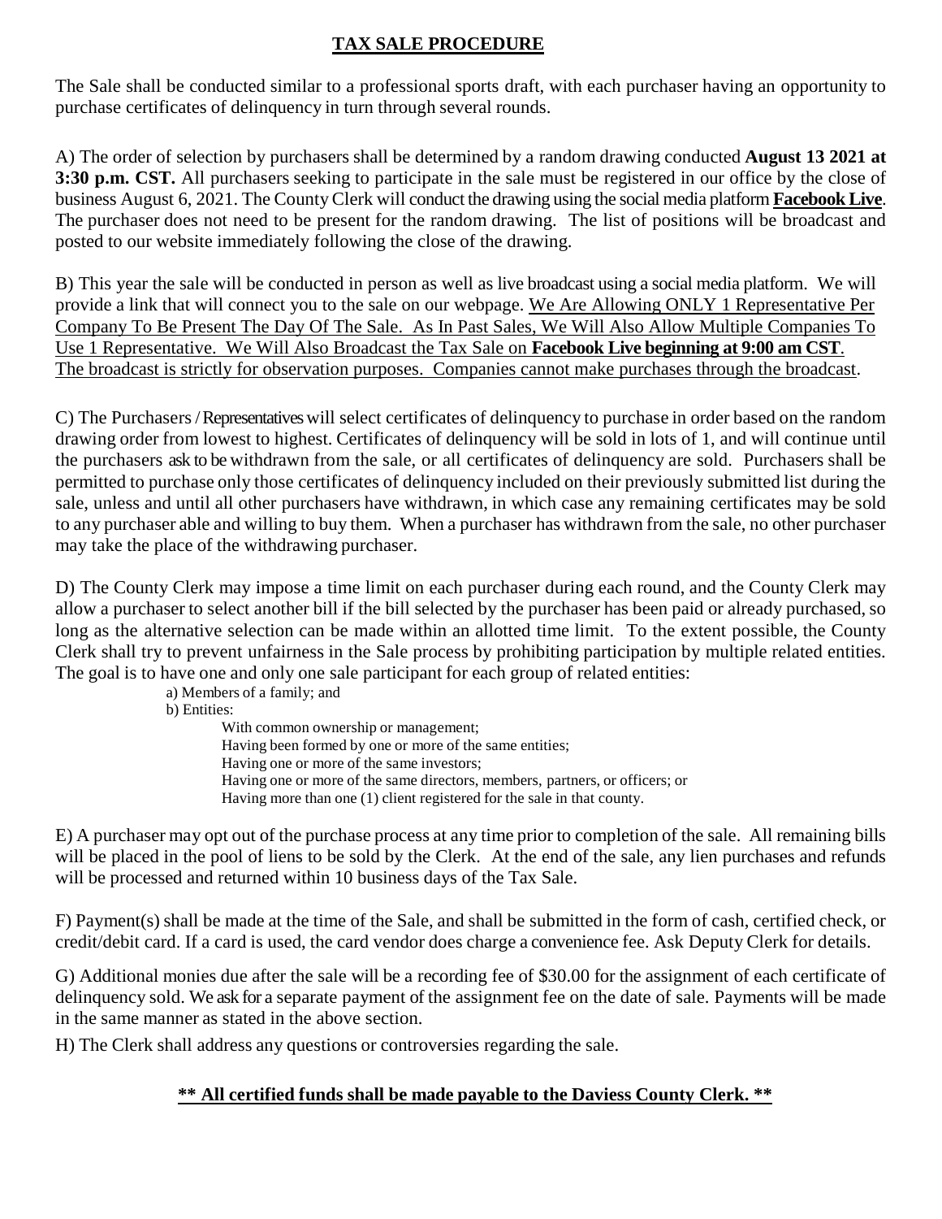# TAX SALE PROCEDURE

The Sale shall be conducted similar to a professional sports draft, with each purchaser having an opportunity to purchase certificates of delinquency in turn through several rounds.

A) The order of selection by purchasers shall be determined by a random drawing conducted **August 13 2021 at 3:30 p.m. CST.** All purchasers seeking to participate in the sale must be registered in our office by the close of business August 6, 2021. The County Clerk will conduct the drawing using the social media platform **Facebook Live**. The purchaser does not need to be present for the random drawing. The list of positions will be broadcast and posted to our website immediately following the close of the drawing.

B) This year the sale will be conducted in person as well as live broadcast using a social media platform. We will provide a link that will connect you to the sale on our webpage. We Are Allowing ONLY 1 Representative Per Company To Be Present The Day Of The Sale. As In Past Sales, We Will Also Allow Multiple Companies To Use 1 Representative. We Will Also Broadcast the Tax Sale on **Facebook Live beginning at 9:00 am CST**. The broadcast is strictly for observation purposes. Companies cannot make purchases through the broadcast.

C) The Purchasers / Representatives will select certificates of delinquency to purchase in order based on the random drawing order from lowest to highest. Certificates of delinquency will be sold in lots of 1, and will continue until the purchasers ask to be withdrawn from the sale, or all certificates of delinquency are sold. Purchasers shall be permitted to purchase only those certificates of delinquency included on their previously submitted list during the sale, unless and until all other purchasers have withdrawn, in which case any remaining certificates may be sold to any purchaser able and willing to buy them. When a purchaser has withdrawn from the sale, no other purchaser may take the place of the withdrawing purchaser.

D) The County Clerk may impose a time limit on each purchaser during each round, and the County Clerk may allow a purchaser to select another bill if the bill selected by the purchaser has been paid or already purchased, so long as the alternative selection can be made within an allotted time limit. To the extent possible, the County Clerk shall try to prevent unfairness in the Sale process by prohibiting participation by multiple related entities. The goal is to have one and only one sale participant for each group of related entities:

a) Members of a family; and

b) Entities:

- With common ownership or management;
- Having been formed by one or more of the same entities;
- Having one or more of the same investors;
- Having one or more of the same directors, members, partners, or officers; or
- Having more than one (1) client registered for the sale in that county.

E) A purchaser may opt out of the purchase process at any time prior to completion of the sale. All remaining bills will be placed in the pool of liens to be sold by the Clerk. At the end of the sale, any lien purchases and refunds will be processed and returned within 10 business days of the Tax Sale.

F) Payment(s) shall be made at the time of the Sale, and shall be submitted in the form of cash, certified check, or credit/debit card. If a card is used, the card vendor does charge a convenience fee. Ask Deputy Clerk for details.

G) Additional monies due after the sale will be a recording fee of $30.00 for the assignment of each certificate of delinquency sold. We ask for a separate payment of the assignment fee on the date of sale. Payments will be made in the same manner as stated in the above section.

H) The Clerk shall address any questions or controversies regarding the sale.

**\*\* All certified funds shall be made payable to the Daviess County Clerk. \*\***